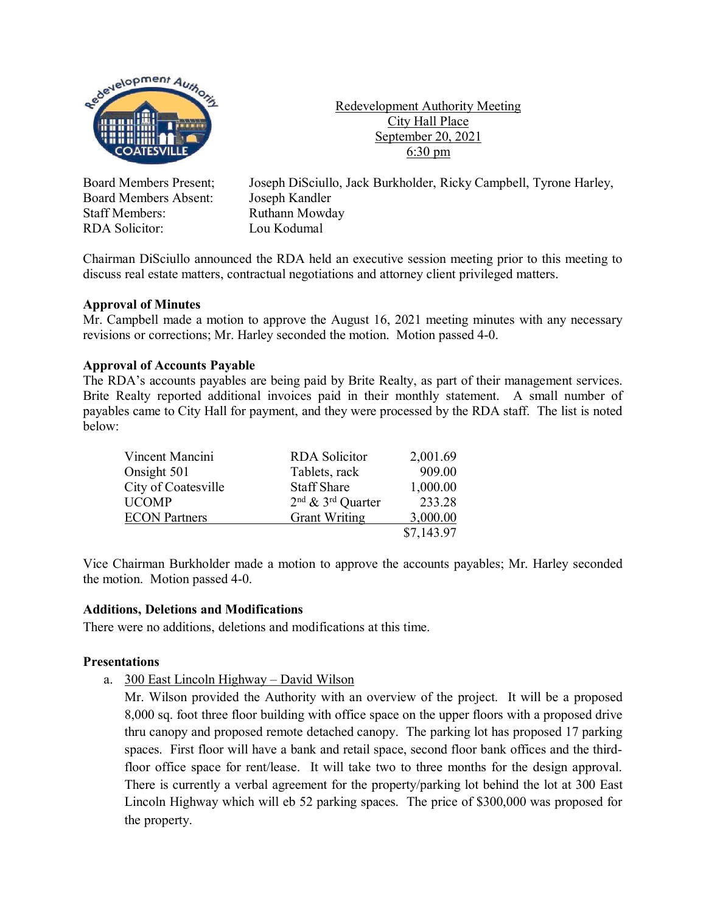Redevelopment Authority Meeting
City Hall Place
September 20, 2021
6:30 pm

Board Members Present; Joseph DiSciullo, Jack Burkholder, Ricky Campbell, Tyrone Harley,
Board Members Absent: Joseph Kandler
Staff Members: Ruthann Mowday
RDA Solicitor: Lou Kodumal

Chairman DiSciullo announced the RDA held an executive session meeting prior to this meeting to discuss real estate matters, contractual negotiations and attorney client privileged matters.

**Approval of Minutes**
Mr. Campbell made a motion to approve the August 16, 2021 meeting minutes with any necessary revisions or corrections; Mr. Harley seconded the motion. Motion passed 4-0.

**Approval of Accounts Payable**
The RDA's accounts payables are being paid by Brite Realty, as part of their management services. Brite Realty reported additional invoices paid in their monthly statement. A small number of payables came to City Hall for payment, and they were processed by the RDA staff. The list is noted below:

| | | |
|---|---|---|
| Vincent Mancini | RDA Solicitor | 2,001.69 |
| Onsight 501 | Tablets, rack | 909.00 |
| City of Coatesville | Staff Share | 1,000.00 |
| UCOMP | 2nd & 3rd Quarter | 233.28 |
| ECON Partners | Grant Writing | 3,000.00 |
| | | $7,143.97 |

Vice Chairman Burkholder made a motion to approve the accounts payables; Mr. Harley seconded the motion. Motion passed 4-0.

**Additions, Deletions and Modifications**
There were no additions, deletions and modifications at this time.

**Presentations**

a. 300 East Lincoln Highway – David Wilson
Mr. Wilson provided the Authority with an overview of the project. It will be a proposed 8,000 sq. foot three floor building with office space on the upper floors with a proposed drive thru canopy and proposed remote detached canopy. The parking lot has proposed 17 parking spaces. First floor will have a bank and retail space, second floor bank offices and the third-floor office space for rent/lease. It will take two to three months for the design approval. There is currently a verbal agreement for the property/parking lot behind the lot at 300 East Lincoln Highway which will eb 52 parking spaces. The price of $300,000 was proposed for the property.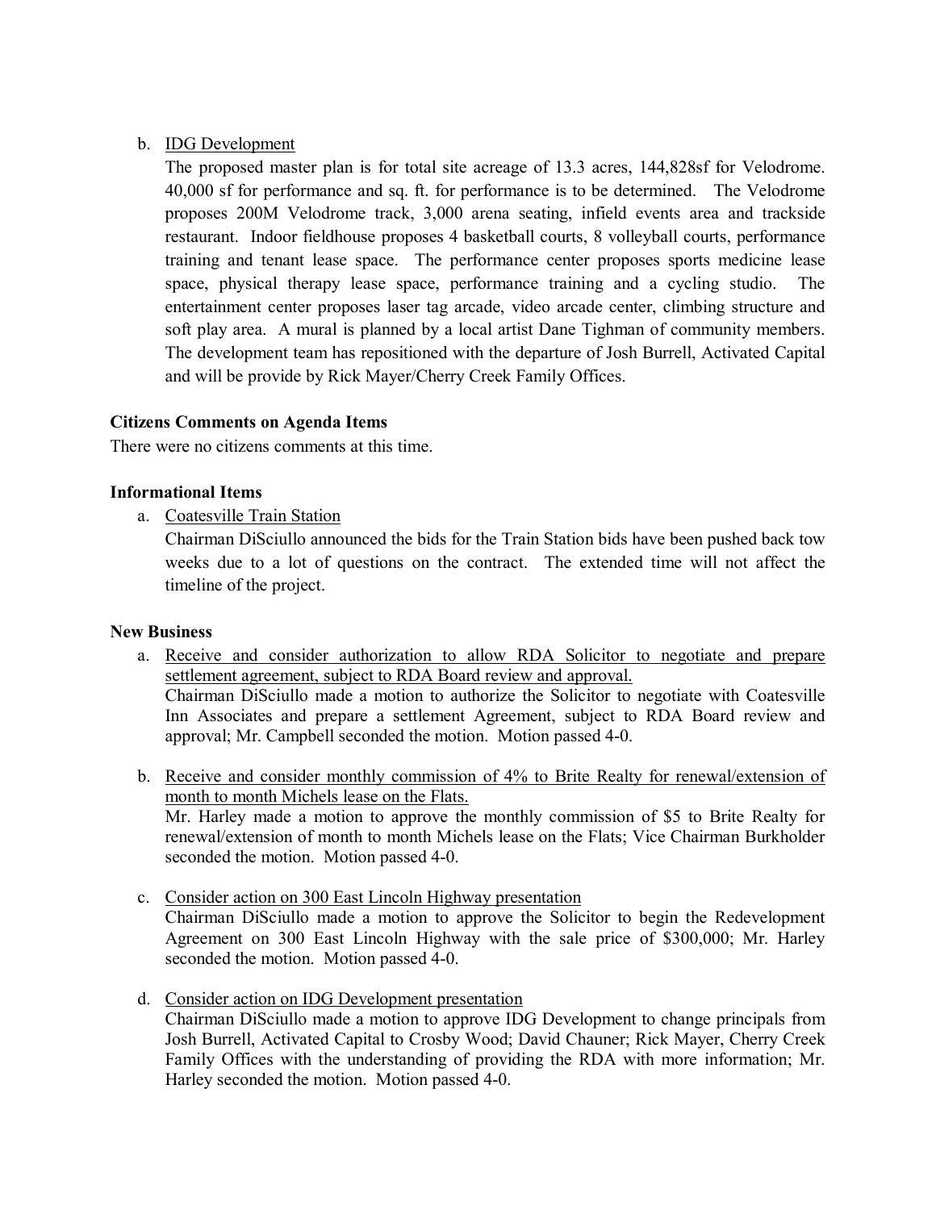b. IDG Development

   The proposed master plan is for total site acreage of 13.3 acres, 144,828sf for Velodrome. 40,000 sf for performance and sq. ft. for performance is to be determined. The Velodrome proposes 200M Velodrome track, 3,000 arena seating, infield events area and trackside restaurant. Indoor fieldhouse proposes 4 basketball courts, 8 volleyball courts, performance training and tenant lease space. The performance center proposes sports medicine lease space, physical therapy lease space, performance training and a cycling studio. The entertainment center proposes laser tag arcade, video arcade center, climbing structure and soft play area. A mural is planned by a local artist Dane Tighman of community members. The development team has repositioned with the departure of Josh Burrell, Activated Capital and will be provide by Rick Mayer/Cherry Creek Family Offices.

**Citizens Comments on Agenda Items**

There were no citizens comments at this time.

**Informational Items**

a. Coatesville Train Station

   Chairman DiSciullo announced the bids for the Train Station bids have been pushed back tow weeks due to a lot of questions on the contract. The extended time will not affect the timeline of the project.

**New Business**

a. Receive and consider authorization to allow RDA Solicitor to negotiate and prepare settlement agreement, subject to RDA Board review and approval.

   Chairman DiSciullo made a motion to authorize the Solicitor to negotiate with Coatesville Inn Associates and prepare a settlement Agreement, subject to RDA Board review and approval; Mr. Campbell seconded the motion. Motion passed 4-0.

b. Receive and consider monthly commission of 4% to Brite Realty for renewal/extension of month to month Michels lease on the Flats.

   Mr. Harley made a motion to approve the monthly commission of $5 to Brite Realty for renewal/extension of month to month Michels lease on the Flats; Vice Chairman Burkholder seconded the motion. Motion passed 4-0.

c. Consider action on 300 East Lincoln Highway presentation

   Chairman DiSciullo made a motion to approve the Solicitor to begin the Redevelopment Agreement on 300 East Lincoln Highway with the sale price of $300,000; Mr. Harley seconded the motion. Motion passed 4-0.

d. Consider action on IDG Development presentation

   Chairman DiSciullo made a motion to approve IDG Development to change principals from Josh Burrell, Activated Capital to Crosby Wood; David Chauner; Rick Mayer, Cherry Creek Family Offices with the understanding of providing the RDA with more information; Mr. Harley seconded the motion. Motion passed 4-0.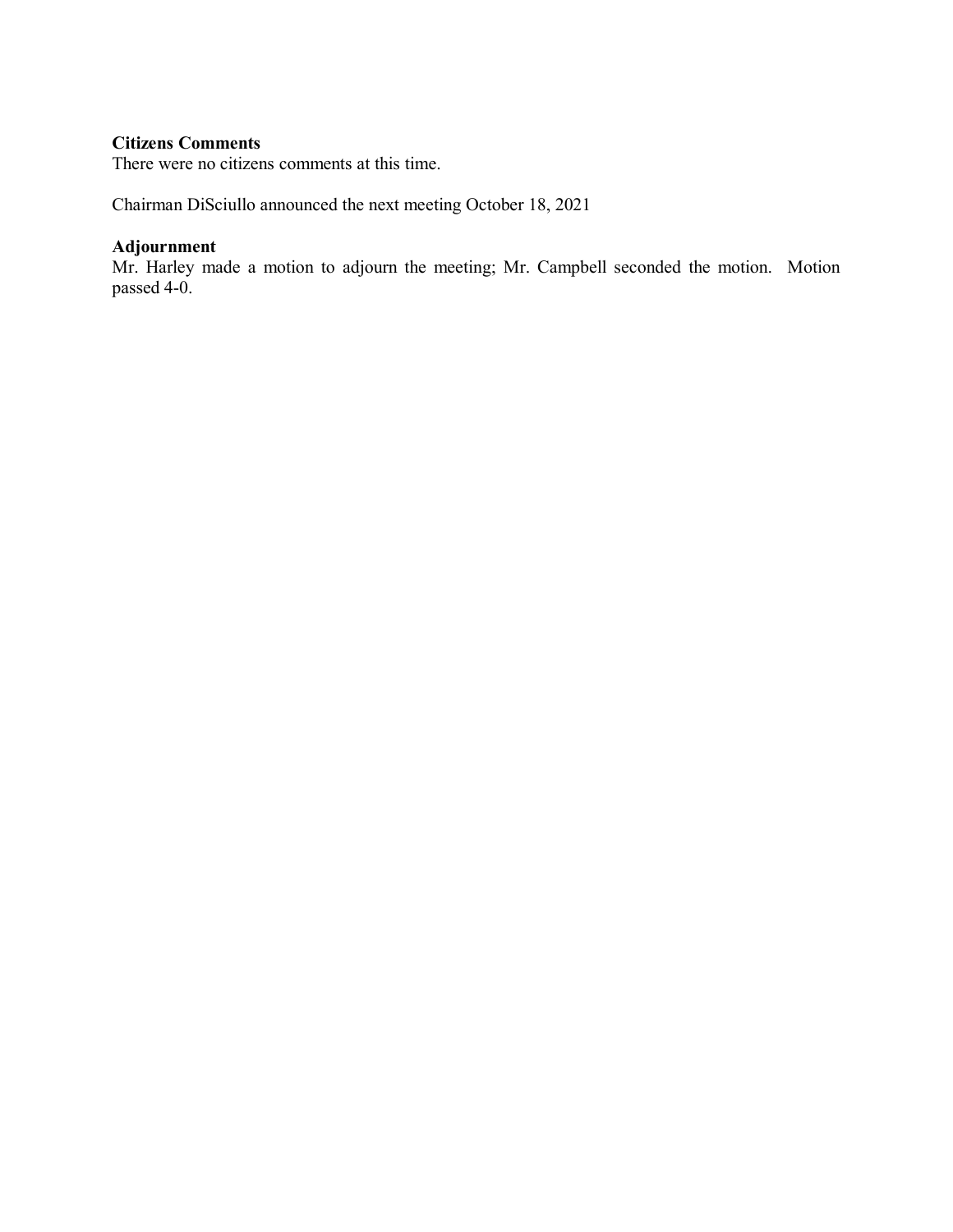**Citizens Comments**
There were no citizens comments at this time.

Chairman DiSciullo announced the next meeting October 18, 2021

**Adjournment**
Mr. Harley made a motion to adjourn the meeting; Mr. Campbell seconded the motion. Motion passed 4-0.